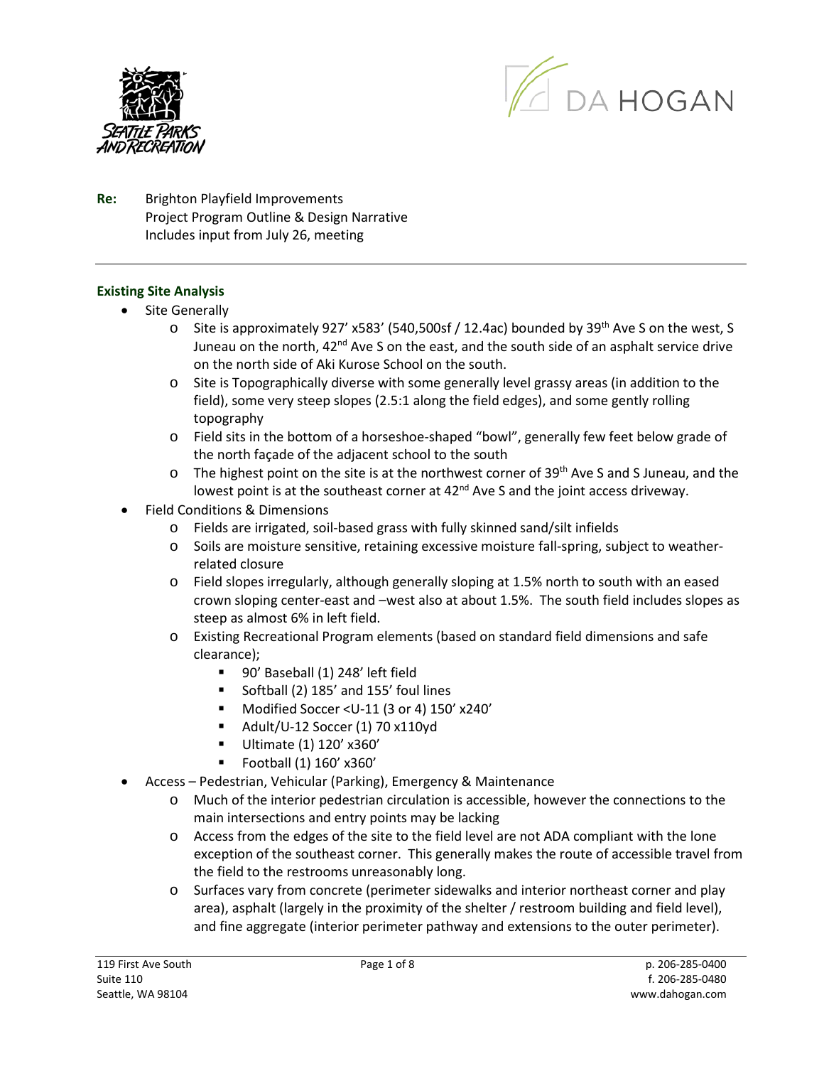**Re:** Brighton Playfield Improvements
Project Program Outline & Design Narrative
Includes input from July 26, meeting

---

## Existing Site Analysis

- Site Generally
  - Site is approximately 927' x583' (540,500sf / 12.4ac) bounded by 39th Ave S on the west, S Juneau on the north, 42nd Ave S on the east, and the south side of an asphalt service drive on the north side of Aki Kurose School on the south.
  - Site is Topographically diverse with some generally level grassy areas (in addition to the field), some very steep slopes (2.5:1 along the field edges), and some gently rolling topography
  - Field sits in the bottom of a horseshoe-shaped "bowl", generally few feet below grade of the north façade of the adjacent school to the south
  - The highest point on the site is at the northwest corner of 39th Ave S and S Juneau, and the lowest point is at the southeast corner at 42nd Ave S and the joint access driveway.
- Field Conditions & Dimensions
  - Fields are irrigated, soil-based grass with fully skinned sand/silt infields
  - Soils are moisture sensitive, retaining excessive moisture fall-spring, subject to weather-related closure
  - Field slopes irregularly, although generally sloping at 1.5% north to south with an eased crown sloping center-east and –west also at about 1.5%. The south field includes slopes as steep as almost 6% in left field.
  - Existing Recreational Program elements (based on standard field dimensions and safe clearance);
    - 90' Baseball (1) 248' left field
    - Softball (2) 185' and 155' foul lines
    - Modified Soccer <U-11 (3 or 4) 150' x240'
    - Adult/U-12 Soccer (1) 70 x110yd
    - Ultimate (1) 120' x360'
    - Football (1) 160' x360'
- Access – Pedestrian, Vehicular (Parking), Emergency & Maintenance
  - Much of the interior pedestrian circulation is accessible, however the connections to the main intersections and entry points may be lacking
  - Access from the edges of the site to the field level are not ADA compliant with the lone exception of the southeast corner. This generally makes the route of accessible travel from the field to the restrooms unreasonably long.
  - Surfaces vary from concrete (perimeter sidewalks and interior northeast corner and play area), asphalt (largely in the proximity of the shelter / restroom building and field level), and fine aggregate (interior perimeter pathway and extensions to the outer perimeter).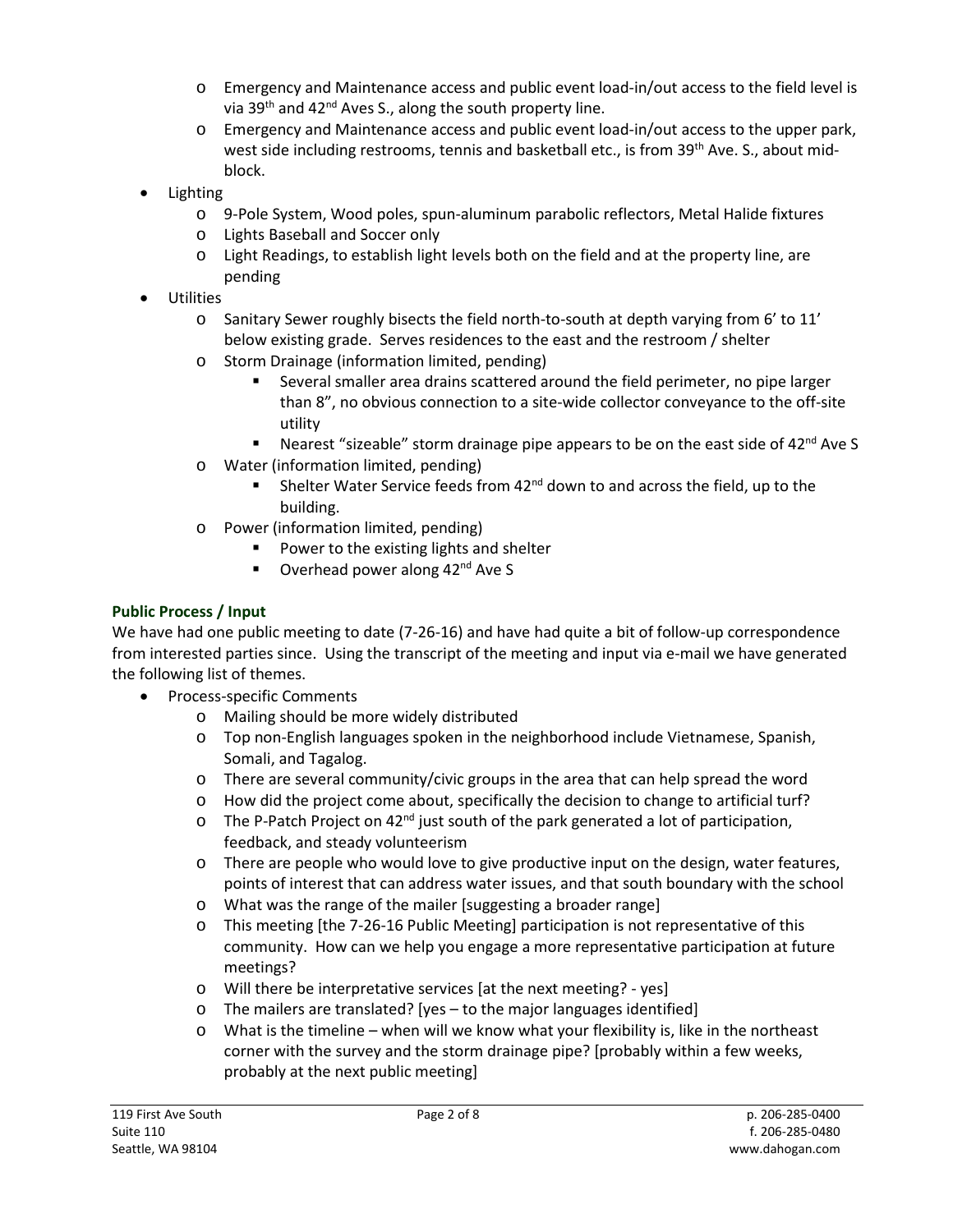- Emergency and Maintenance access and public event load-in/out access to the field level is via 39th and 42nd Aves S., along the south property line.
- Emergency and Maintenance access and public event load-in/out access to the upper park, west side including restrooms, tennis and basketball etc., is from 39th Ave. S., about mid-block.

- Lighting
  - 9-Pole System, Wood poles, spun-aluminum parabolic reflectors, Metal Halide fixtures
  - Lights Baseball and Soccer only
  - Light Readings, to establish light levels both on the field and at the property line, are pending
- Utilities
  - Sanitary Sewer roughly bisects the field north-to-south at depth varying from 6' to 11' below existing grade. Serves residences to the east and the restroom / shelter
  - Storm Drainage (information limited, pending)
    - Several smaller area drains scattered around the field perimeter, no pipe larger than 8", no obvious connection to a site-wide collector conveyance to the off-site utility
    - Nearest "sizeable" storm drainage pipe appears to be on the east side of 42nd Ave S
  - Water (information limited, pending)
    - Shelter Water Service feeds from 42nd down to and across the field, up to the building.
  - Power (information limited, pending)
    - Power to the existing lights and shelter
    - Overhead power along 42nd Ave S

**Public Process / Input**

We have had one public meeting to date (7-26-16) and have had quite a bit of follow-up correspondence from interested parties since. Using the transcript of the meeting and input via e-mail we have generated the following list of themes.

- Process-specific Comments
  - Mailing should be more widely distributed
  - Top non-English languages spoken in the neighborhood include Vietnamese, Spanish, Somali, and Tagalog.
  - There are several community/civic groups in the area that can help spread the word
  - How did the project come about, specifically the decision to change to artificial turf?
  - The P-Patch Project on 42nd just south of the park generated a lot of participation, feedback, and steady volunteerism
  - There are people who would love to give productive input on the design, water features, points of interest that can address water issues, and that south boundary with the school
  - What was the range of the mailer [suggesting a broader range]
  - This meeting [the 7-26-16 Public Meeting] participation is not representative of this community. How can we help you engage a more representative participation at future meetings?
  - Will there be interpretative services [at the next meeting? - yes]
  - The mailers are translated? [yes – to the major languages identified]
  - What is the timeline – when will we know what your flexibility is, like in the northeast corner with the survey and the storm drainage pipe? [probably within a few weeks, probably at the next public meeting]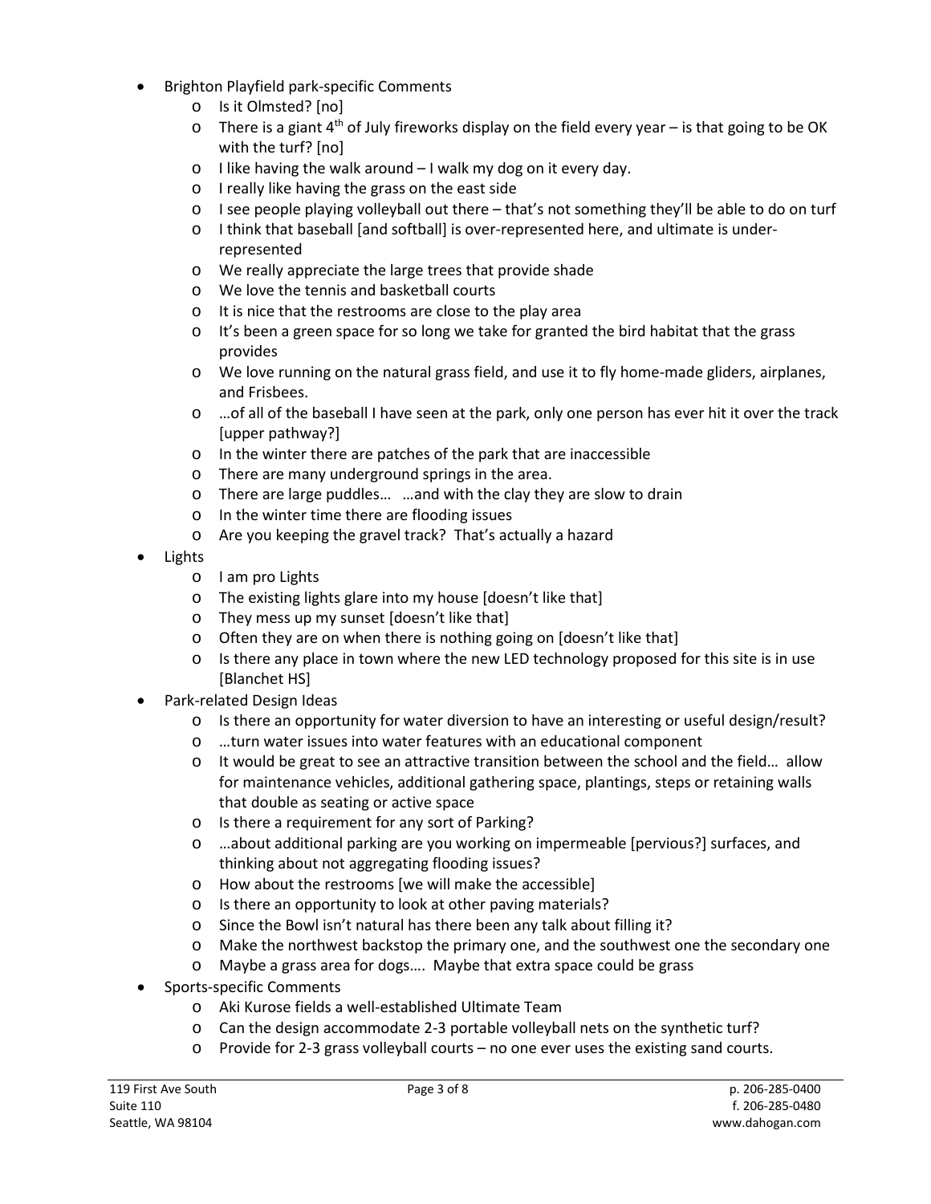- Brighton Playfield park-specific Comments
  - Is it Olmsted? [no]
  - There is a giant 4th of July fireworks display on the field every year – is that going to be OK with the turf? [no]
  - I like having the walk around – I walk my dog on it every day.
  - I really like having the grass on the east side
  - I see people playing volleyball out there – that's not something they'll be able to do on turf
  - I think that baseball [and softball] is over-represented here, and ultimate is under-represented
  - We really appreciate the large trees that provide shade
  - We love the tennis and basketball courts
  - It is nice that the restrooms are close to the play area
  - It's been a green space for so long we take for granted the bird habitat that the grass provides
  - We love running on the natural grass field, and use it to fly home-made gliders, airplanes, and Frisbees.
  - …of all of the baseball I have seen at the park, only one person has ever hit it over the track [upper pathway?]
  - In the winter there are patches of the park that are inaccessible
  - There are many underground springs in the area.
  - There are large puddles… …and with the clay they are slow to drain
  - In the winter time there are flooding issues
  - Are you keeping the gravel track? That's actually a hazard
- Lights
  - I am pro Lights
  - The existing lights glare into my house [doesn't like that]
  - They mess up my sunset [doesn't like that]
  - Often they are on when there is nothing going on [doesn't like that]
  - Is there any place in town where the new LED technology proposed for this site is in use [Blanchet HS]
- Park-related Design Ideas
  - Is there an opportunity for water diversion to have an interesting or useful design/result?
  - …turn water issues into water features with an educational component
  - It would be great to see an attractive transition between the school and the field… allow for maintenance vehicles, additional gathering space, plantings, steps or retaining walls that double as seating or active space
  - Is there a requirement for any sort of Parking?
  - …about additional parking are you working on impermeable [pervious?] surfaces, and thinking about not aggregating flooding issues?
  - How about the restrooms [we will make the accessible]
  - Is there an opportunity to look at other paving materials?
  - Since the Bowl isn't natural has there been any talk about filling it?
  - Make the northwest backstop the primary one, and the southwest one the secondary one
  - Maybe a grass area for dogs…. Maybe that extra space could be grass
- Sports-specific Comments
  - Aki Kurose fields a well-established Ultimate Team
  - Can the design accommodate 2-3 portable volleyball nets on the synthetic turf?
  - Provide for 2-3 grass volleyball courts – no one ever uses the existing sand courts.

119 First Ave South
Suite 110
Seattle, WA 98104

p. 206-285-0400
f. 206-285-0480
www.dahogan.com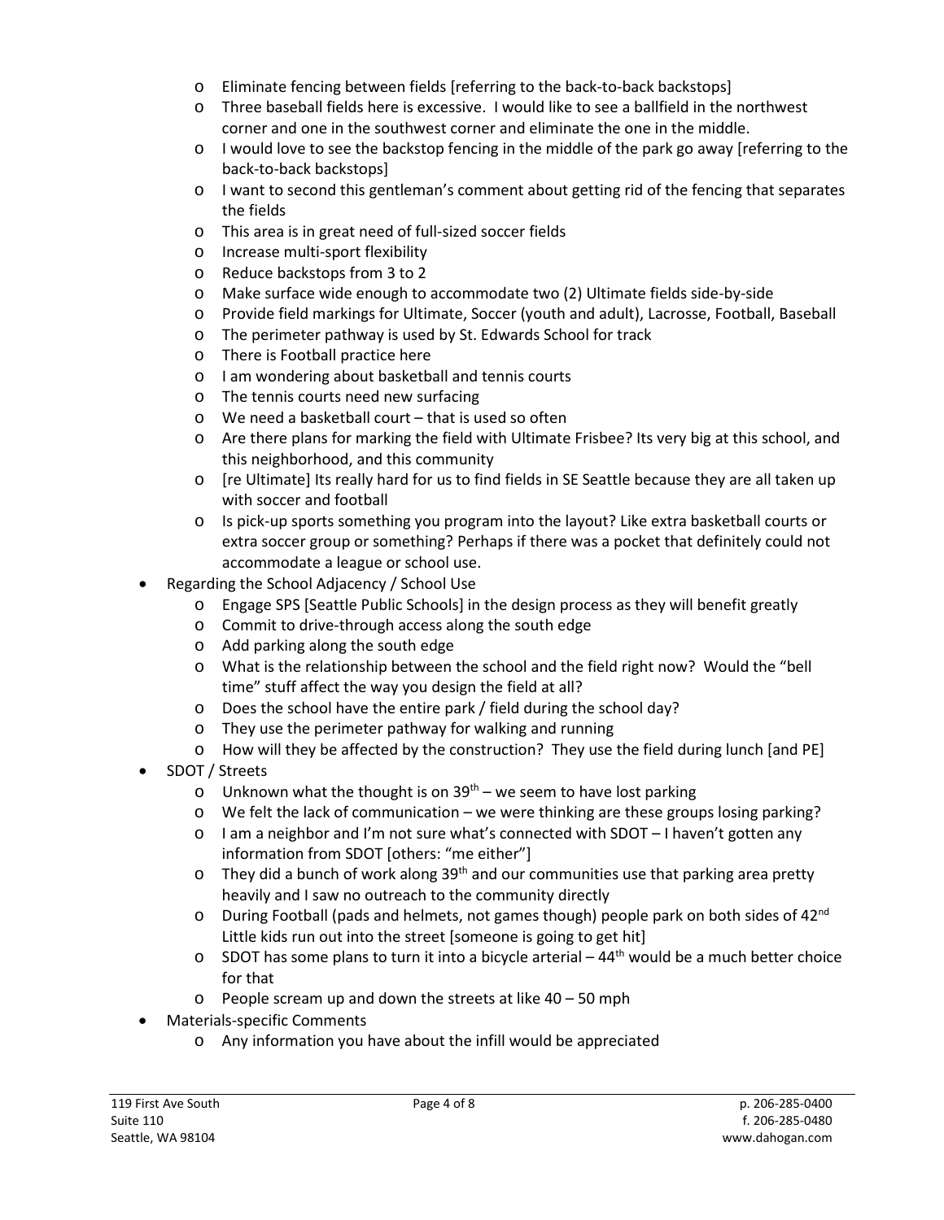- Eliminate fencing between fields [referring to the back-to-back backstops]
- Three baseball fields here is excessive. I would like to see a ballfield in the northwest corner and one in the southwest corner and eliminate the one in the middle.
- I would love to see the backstop fencing in the middle of the park go away [referring to the back-to-back backstops]
- I want to second this gentleman's comment about getting rid of the fencing that separates the fields
- This area is in great need of full-sized soccer fields
- Increase multi-sport flexibility
- Reduce backstops from 3 to 2
- Make surface wide enough to accommodate two (2) Ultimate fields side-by-side
- Provide field markings for Ultimate, Soccer (youth and adult), Lacrosse, Football, Baseball
- The perimeter pathway is used by St. Edwards School for track
- There is Football practice here
- I am wondering about basketball and tennis courts
- The tennis courts need new surfacing
- We need a basketball court – that is used so often
- Are there plans for marking the field with Ultimate Frisbee? Its very big at this school, and this neighborhood, and this community
- [re Ultimate] Its really hard for us to find fields in SE Seattle because they are all taken up with soccer and football
- Is pick-up sports something you program into the layout? Like extra basketball courts or extra soccer group or something? Perhaps if there was a pocket that definitely could not accommodate a league or school use.

- Regarding the School Adjacency / School Use
  - Engage SPS [Seattle Public Schools] in the design process as they will benefit greatly
  - Commit to drive-through access along the south edge
  - Add parking along the south edge
  - What is the relationship between the school and the field right now? Would the "bell time" stuff affect the way you design the field at all?
  - Does the school have the entire park / field during the school day?
  - They use the perimeter pathway for walking and running
  - How will they be affected by the construction? They use the field during lunch [and PE]
- SDOT / Streets
  - Unknown what the thought is on 39th – we seem to have lost parking
  - We felt the lack of communication – we were thinking are these groups losing parking?
  - I am a neighbor and I'm not sure what's connected with SDOT – I haven't gotten any information from SDOT [others: "me either"]
  - They did a bunch of work along 39th and our communities use that parking area pretty heavily and I saw no outreach to the community directly
  - During Football (pads and helmets, not games though) people park on both sides of 42nd Little kids run out into the street [someone is going to get hit]
  - SDOT has some plans to turn it into a bicycle arterial – 44th would be a much better choice for that
  - People scream up and down the streets at like 40 – 50 mph
- Materials-specific Comments
  - Any information you have about the infill would be appreciated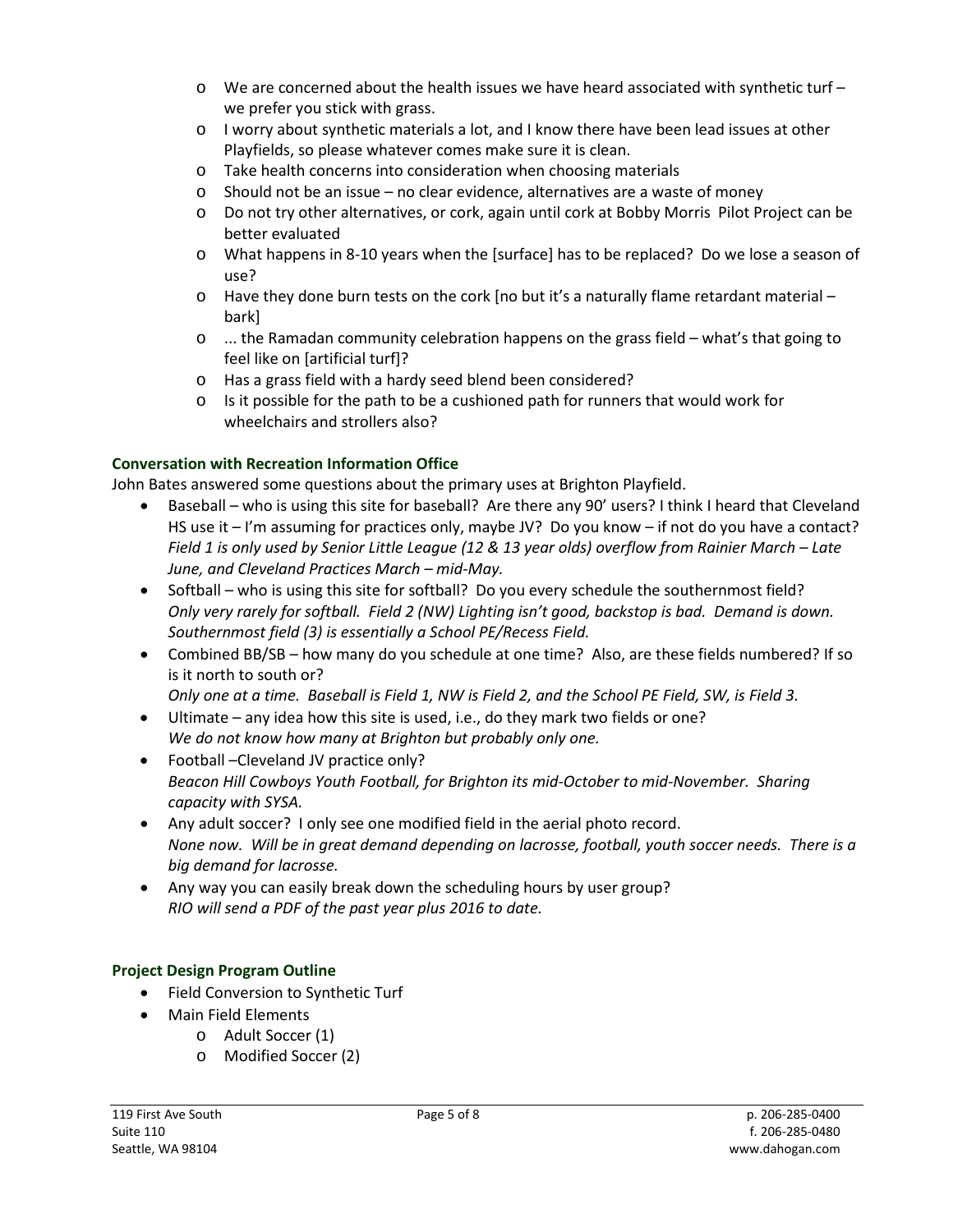- We are concerned about the health issues we have heard associated with synthetic turf – we prefer you stick with grass.
  - I worry about synthetic materials a lot, and I know there have been lead issues at other Playfields, so please whatever comes make sure it is clean.
  - Take health concerns into consideration when choosing materials
  - Should not be an issue – no clear evidence, alternatives are a waste of money
  - Do not try other alternatives, or cork, again until cork at Bobby Morris Pilot Project can be better evaluated
  - What happens in 8-10 years when the [surface] has to be replaced? Do we lose a season of use?
  - Have they done burn tests on the cork [no but it's a naturally flame retardant material – bark]
  - ... the Ramadan community celebration happens on the grass field – what's that going to feel like on [artificial turf]?
  - Has a grass field with a hardy seed blend been considered?
  - Is it possible for the path to be a cushioned path for runners that would work for wheelchairs and strollers also?

### Conversation with Recreation Information Office

John Bates answered some questions about the primary uses at Brighton Playfield.

- Baseball – who is using this site for baseball? Are there any 90' users? I think I heard that Cleveland HS use it – I'm assuming for practices only, maybe JV? Do you know – if not do you have a contact? *Field 1 is only used by Senior Little League (12 & 13 year olds) overflow from Rainier March – Late June, and Cleveland Practices March – mid-May.*
- Softball – who is using this site for softball? Do you every schedule the southernmost field? *Only very rarely for softball. Field 2 (NW) Lighting isn't good, backstop is bad. Demand is down. Southernmost field (3) is essentially a School PE/Recess Field.*
- Combined BB/SB – how many do you schedule at one time? Also, are these fields numbered? If so is it north to south or? *Only one at a time. Baseball is Field 1, NW is Field 2, and the School PE Field, SW, is Field 3.*
- Ultimate – any idea how this site is used, i.e., do they mark two fields or one? *We do not know how many at Brighton but probably only one.*
- Football –Cleveland JV practice only? *Beacon Hill Cowboys Youth Football, for Brighton its mid-October to mid-November. Sharing capacity with SYSA.*
- Any adult soccer? I only see one modified field in the aerial photo record. *None now. Will be in great demand depending on lacrosse, football, youth soccer needs. There is a big demand for lacrosse.*
- Any way you can easily break down the scheduling hours by user group? *RIO will send a PDF of the past year plus 2016 to date.*

### Project Design Program Outline

- Field Conversion to Synthetic Turf
- Main Field Elements
  - Adult Soccer (1)
  - Modified Soccer (2)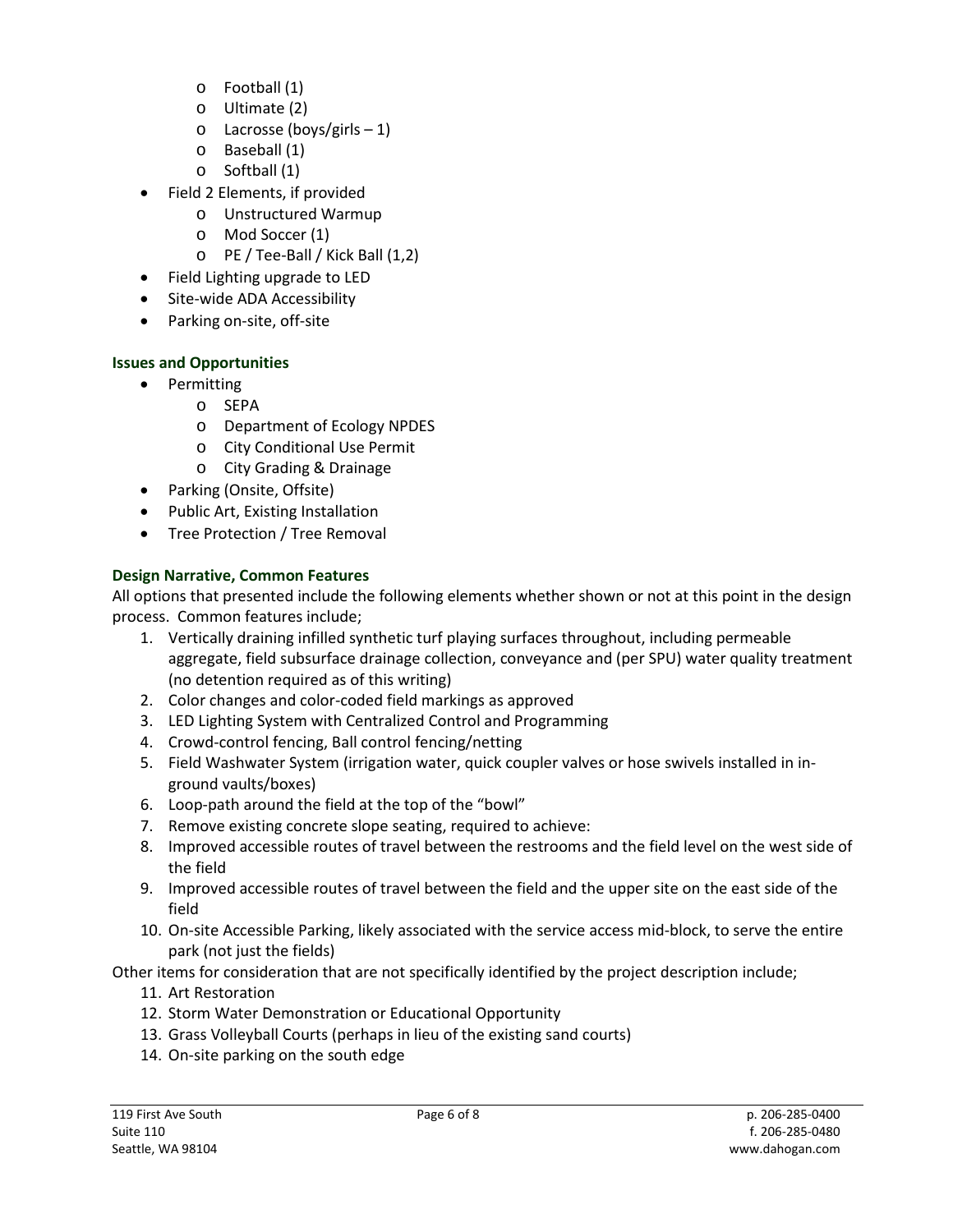- Football (1)
  - Ultimate (2)
  - Lacrosse (boys/girls – 1)
  - Baseball (1)
  - Softball (1)
- Field 2 Elements, if provided
  - Unstructured Warmup
  - Mod Soccer (1)
  - PE / Tee-Ball / Kick Ball (1,2)
- Field Lighting upgrade to LED
- Site-wide ADA Accessibility
- Parking on-site, off-site

### Issues and Opportunities

- Permitting
  - SEPA
  - Department of Ecology NPDES
  - City Conditional Use Permit
  - City Grading & Drainage
- Parking (Onsite, Offsite)
- Public Art, Existing Installation
- Tree Protection / Tree Removal

### Design Narrative, Common Features

All options that presented include the following elements whether shown or not at this point in the design process. Common features include;

1. Vertically draining infilled synthetic turf playing surfaces throughout, including permeable aggregate, field subsurface drainage collection, conveyance and (per SPU) water quality treatment (no detention required as of this writing)
2. Color changes and color-coded field markings as approved
3. LED Lighting System with Centralized Control and Programming
4. Crowd-control fencing, Ball control fencing/netting
5. Field Washwater System (irrigation water, quick coupler valves or hose swivels installed in in-ground vaults/boxes)
6. Loop-path around the field at the top of the "bowl"
7. Remove existing concrete slope seating, required to achieve:
8. Improved accessible routes of travel between the restrooms and the field level on the west side of the field
9. Improved accessible routes of travel between the field and the upper site on the east side of the field
10. On-site Accessible Parking, likely associated with the service access mid-block, to serve the entire park (not just the fields)

Other items for consideration that are not specifically identified by the project description include;

11. Art Restoration
12. Storm Water Demonstration or Educational Opportunity
13. Grass Volleyball Courts (perhaps in lieu of the existing sand courts)
14. On-site parking on the south edge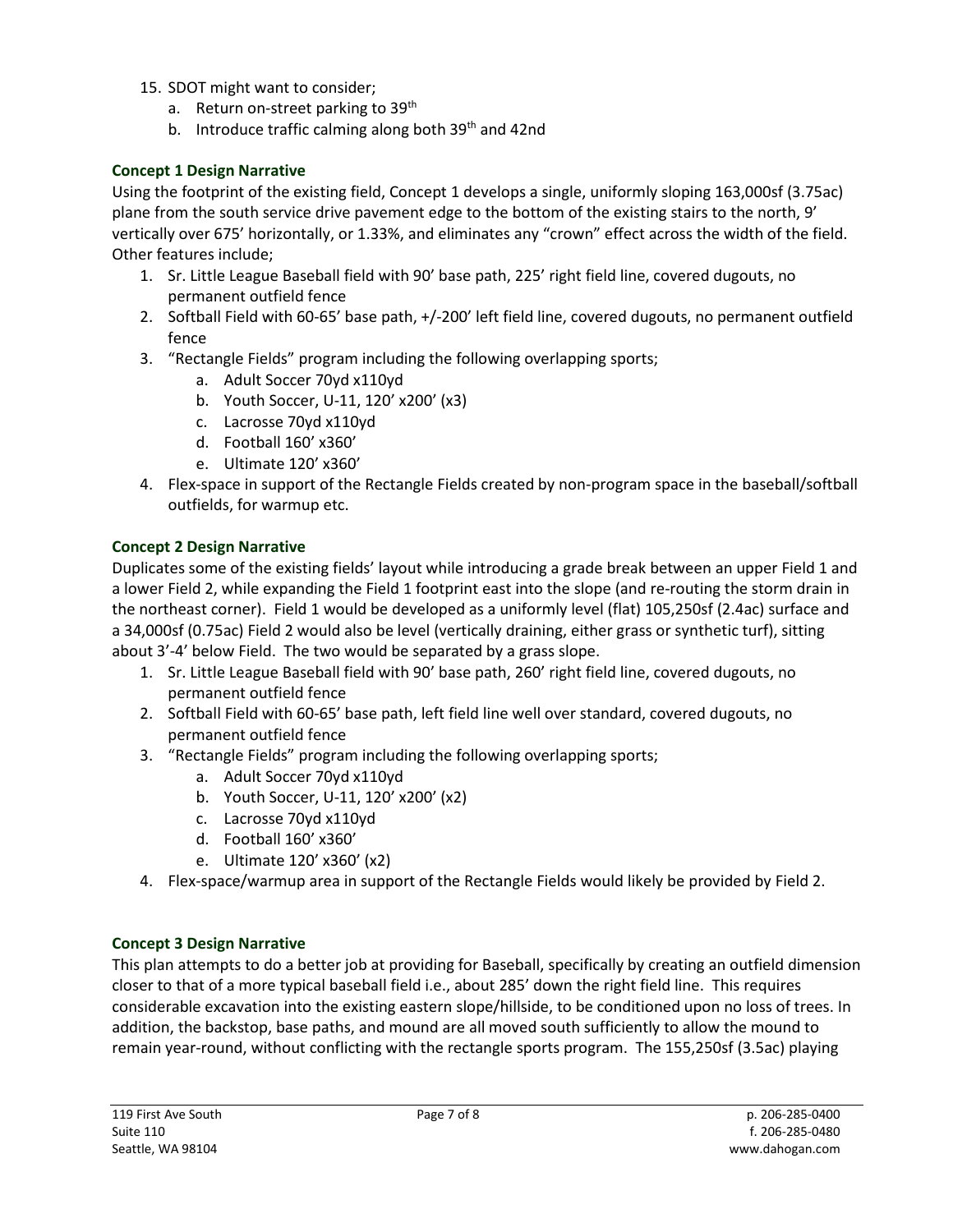15. SDOT might want to consider;
    a. Return on-street parking to 39th
    b. Introduce traffic calming along both 39th and 42nd

### Concept 1 Design Narrative

Using the footprint of the existing field, Concept 1 develops a single, uniformly sloping 163,000sf (3.75ac) plane from the south service drive pavement edge to the bottom of the existing stairs to the north, 9' vertically over 675' horizontally, or 1.33%, and eliminates any "crown" effect across the width of the field. Other features include;

1. Sr. Little League Baseball field with 90' base path, 225' right field line, covered dugouts, no permanent outfield fence
2. Softball Field with 60-65' base path, +/-200' left field line, covered dugouts, no permanent outfield fence
3. "Rectangle Fields" program including the following overlapping sports;
    a. Adult Soccer 70yd x110yd
    b. Youth Soccer, U-11, 120' x200' (x3)
    c. Lacrosse 70yd x110yd
    d. Football 160' x360'
    e. Ultimate 120' x360'
4. Flex-space in support of the Rectangle Fields created by non-program space in the baseball/softball outfields, for warmup etc.

### Concept 2 Design Narrative

Duplicates some of the existing fields' layout while introducing a grade break between an upper Field 1 and a lower Field 2, while expanding the Field 1 footprint east into the slope (and re-routing the storm drain in the northeast corner). Field 1 would be developed as a uniformly level (flat) 105,250sf (2.4ac) surface and a 34,000sf (0.75ac) Field 2 would also be level (vertically draining, either grass or synthetic turf), sitting about 3'-4' below Field. The two would be separated by a grass slope.

1. Sr. Little League Baseball field with 90' base path, 260' right field line, covered dugouts, no permanent outfield fence
2. Softball Field with 60-65' base path, left field line well over standard, covered dugouts, no permanent outfield fence
3. "Rectangle Fields" program including the following overlapping sports;
    a. Adult Soccer 70yd x110yd
    b. Youth Soccer, U-11, 120' x200' (x2)
    c. Lacrosse 70yd x110yd
    d. Football 160' x360'
    e. Ultimate 120' x360' (x2)
4. Flex-space/warmup area in support of the Rectangle Fields would likely be provided by Field 2.

### Concept 3 Design Narrative

This plan attempts to do a better job at providing for Baseball, specifically by creating an outfield dimension closer to that of a more typical baseball field i.e., about 285' down the right field line. This requires considerable excavation into the existing eastern slope/hillside, to be conditioned upon no loss of trees. In addition, the backstop, base paths, and mound are all moved south sufficiently to allow the mound to remain year-round, without conflicting with the rectangle sports program. The 155,250sf (3.5ac) playing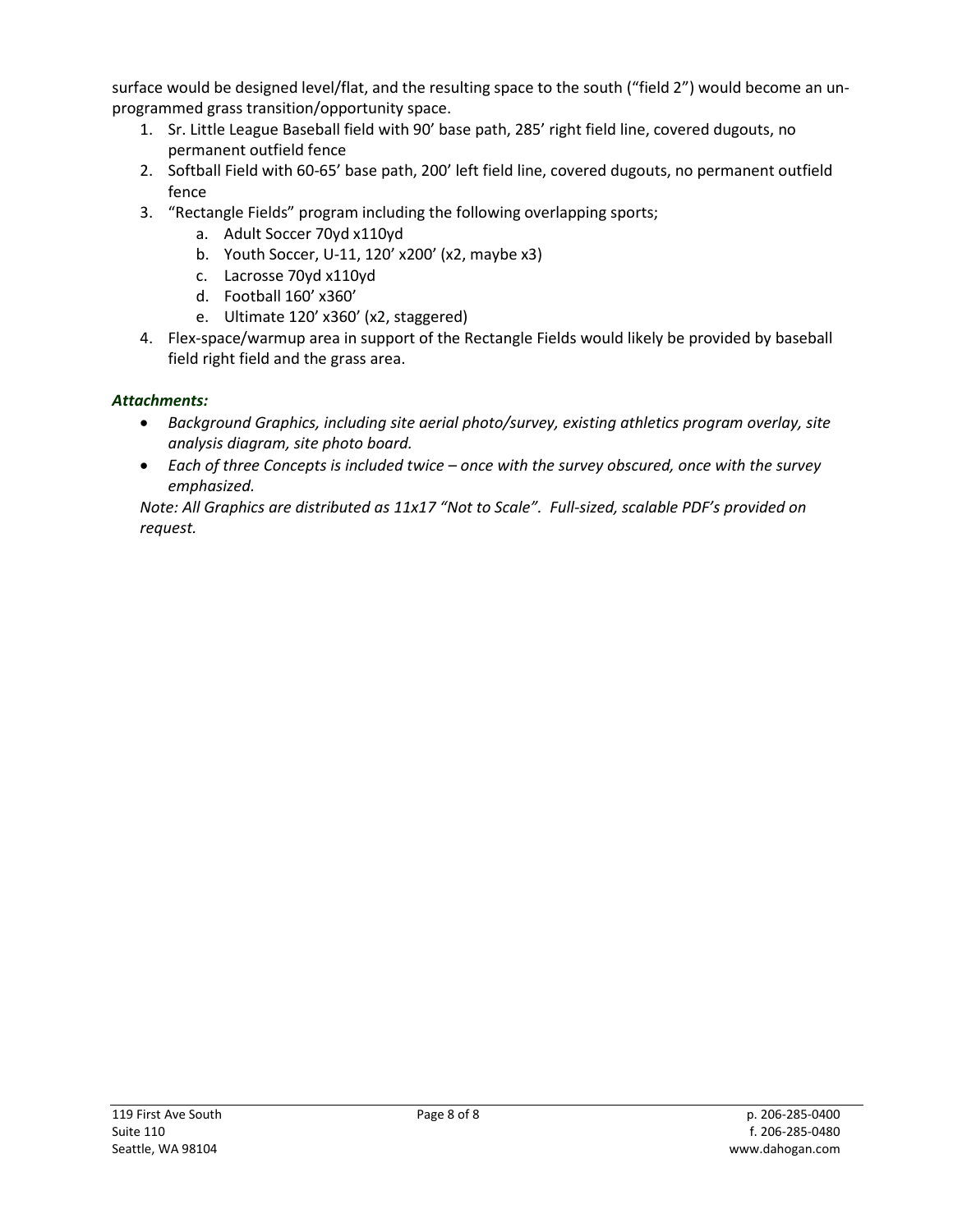surface would be designed level/flat, and the resulting space to the south ("field 2") would become an un-programmed grass transition/opportunity space.

1. Sr. Little League Baseball field with 90' base path, 285' right field line, covered dugouts, no permanent outfield fence
2. Softball Field with 60-65' base path, 200' left field line, covered dugouts, no permanent outfield fence
3. "Rectangle Fields" program including the following overlapping sports;
   a. Adult Soccer 70yd x110yd
   b. Youth Soccer, U-11, 120' x200' (x2, maybe x3)
   c. Lacrosse 70yd x110yd
   d. Football 160' x360'
   e. Ultimate 120' x360' (x2, staggered)
4. Flex-space/warmup area in support of the Rectangle Fields would likely be provided by baseball field right field and the grass area.

***Attachments:***

- *Background Graphics, including site aerial photo/survey, existing athletics program overlay, site analysis diagram, site photo board.*
- *Each of three Concepts is included twice – once with the survey obscured, once with the survey emphasized.*

*Note: All Graphics are distributed as 11x17 "Not to Scale". Full-sized, scalable PDF's provided on request.*